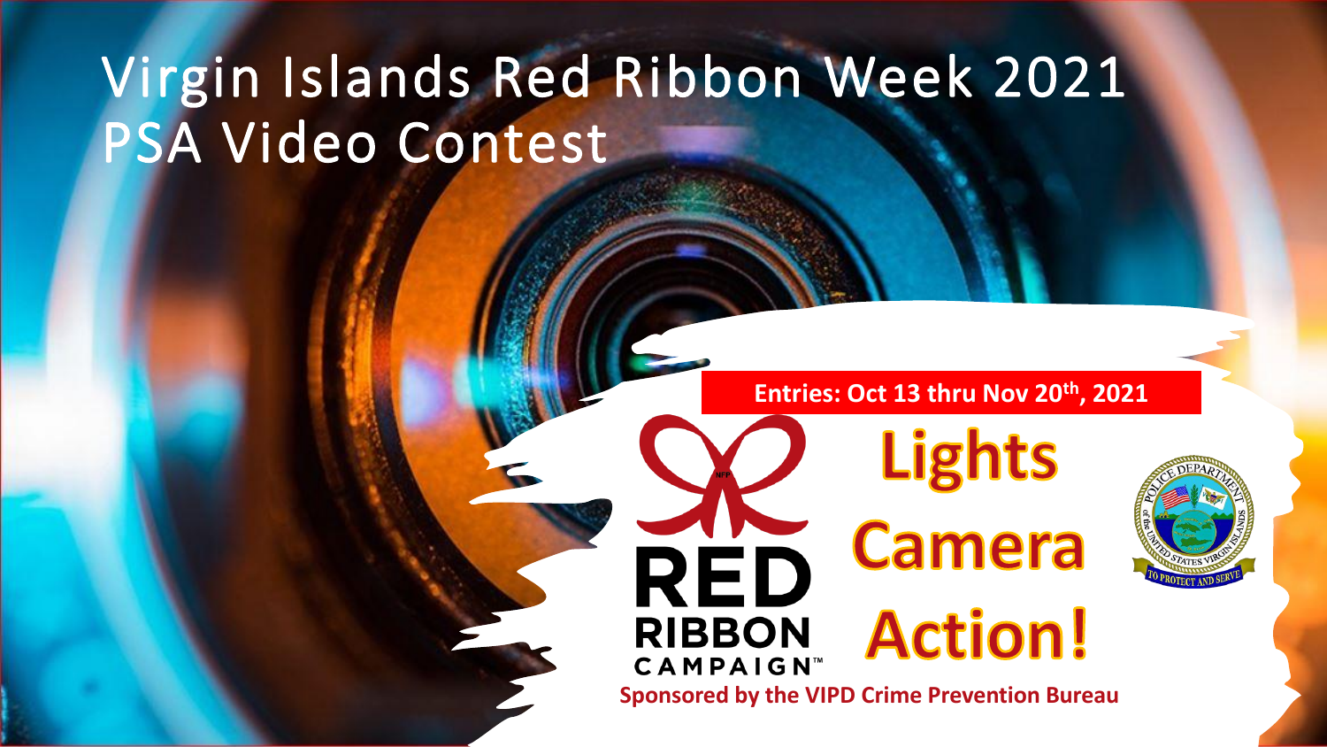# Virgin Islands Red Ribbon Week 2021 PSA Video Contest

**Entries: Oct 13 thru Nov 20th, 2021**

RED RIBBON CAMPAIGN™

**Lights Camera Action!**

**Sponsored by the VIPD Crime Prevention Bureau**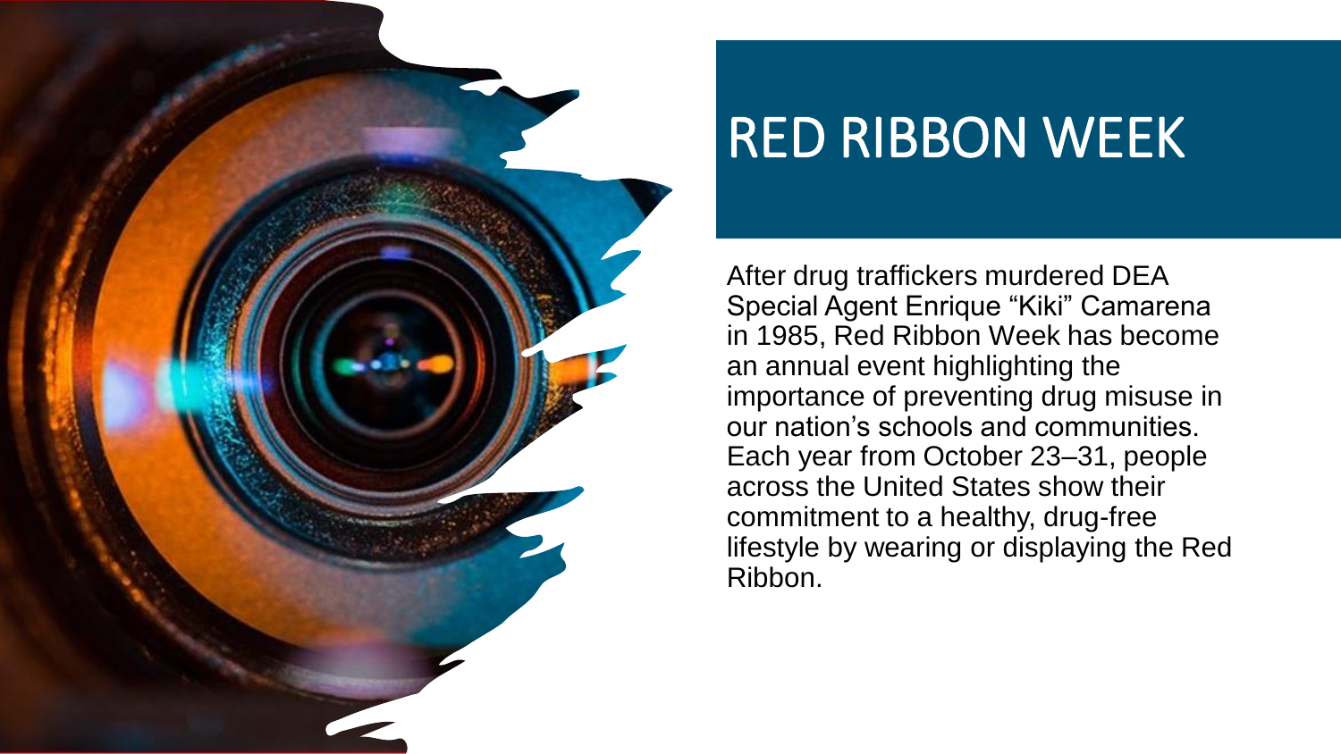# RED RIBBON WEEK

After drug traffickers murdered DEA Special Agent Enrique “Kiki” Camarena in 1985, Red Ribbon Week has become an annual event highlighting the importance of preventing drug misuse in our nation’s schools and communities. Each year from October 23–31, people across the United States show their commitment to a healthy, drug-free lifestyle by wearing or displaying the Red Ribbon.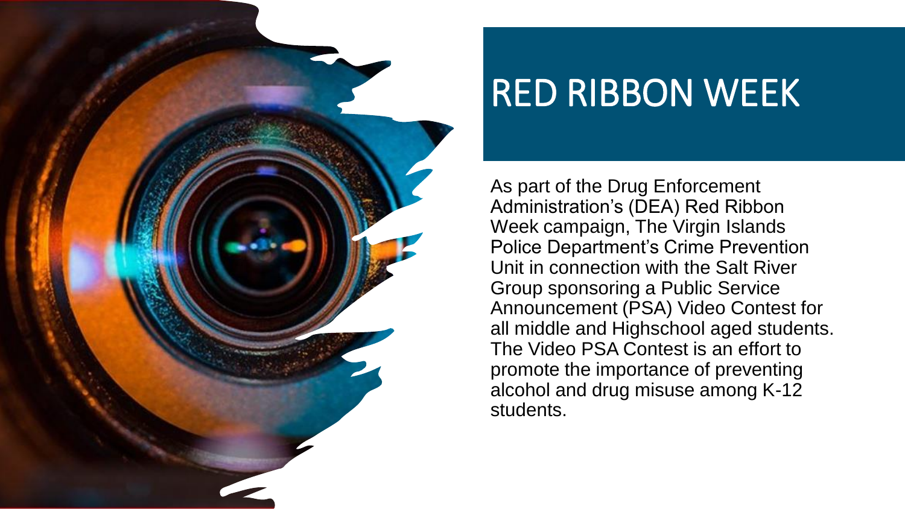# RED RIBBON WEEK

As part of the Drug Enforcement Administration's (DEA) Red Ribbon Week campaign, The Virgin Islands Police Department's Crime Prevention Unit in connection with the Salt River Group sponsoring a Public Service Announcement (PSA) Video Contest for all middle and Highschool aged students. The Video PSA Contest is an effort to promote the importance of preventing alcohol and drug misuse among K-12 students.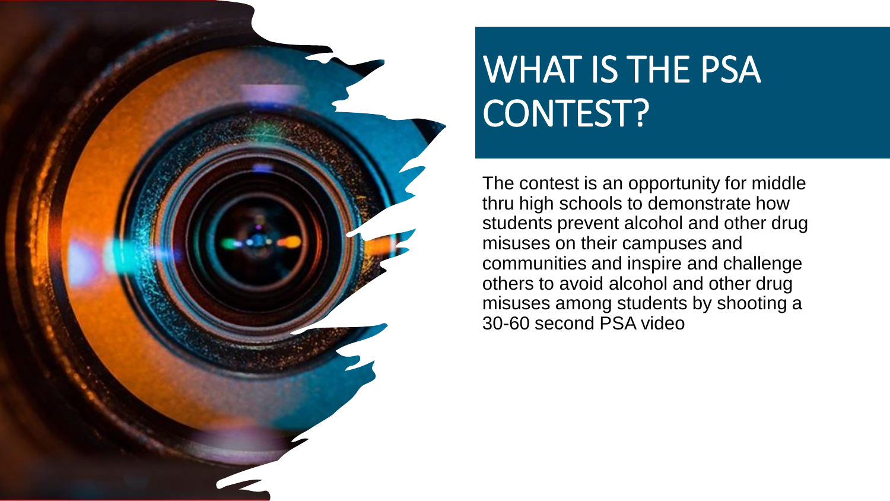# WHAT IS THE PSA CONTEST?

The contest is an opportunity for middle thru high schools to demonstrate how students prevent alcohol and other drug misuses on their campuses and communities and inspire and challenge others to avoid alcohol and other drug misuses among students by shooting a 30-60 second PSA video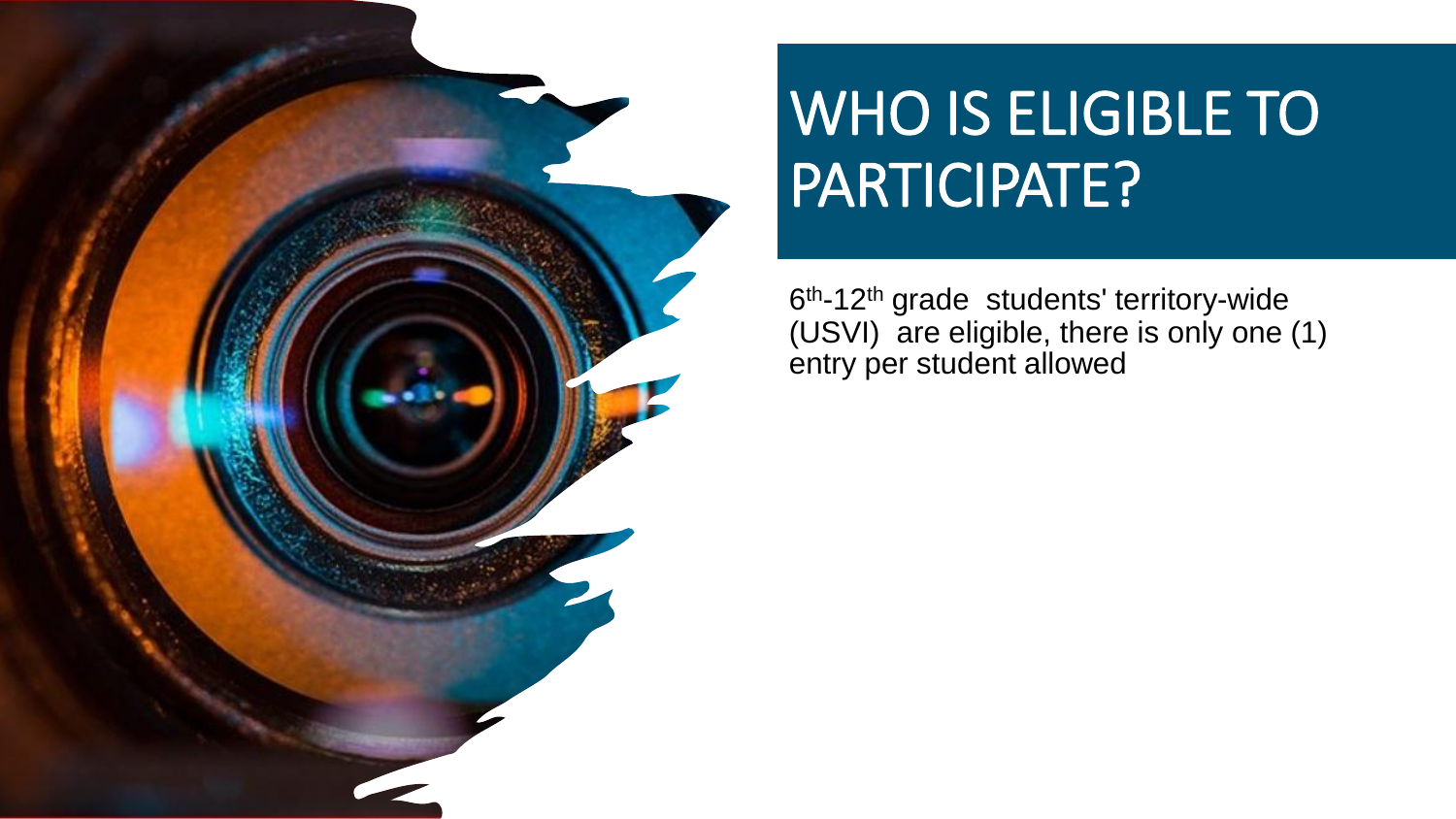# WHO IS ELIGIBLE TO PARTICIPATE?

6th-12th grade students' territory-wide (USVI) are eligible, there is only one (1) entry per student allowed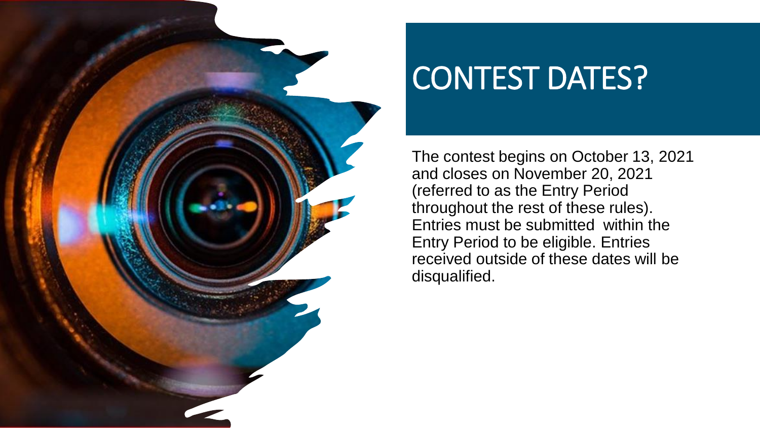# CONTEST DATES?

The contest begins on October 13, 2021 and closes on November 20, 2021 (referred to as the Entry Period throughout the rest of these rules). Entries must be submitted within the Entry Period to be eligible. Entries received outside of these dates will be disqualified.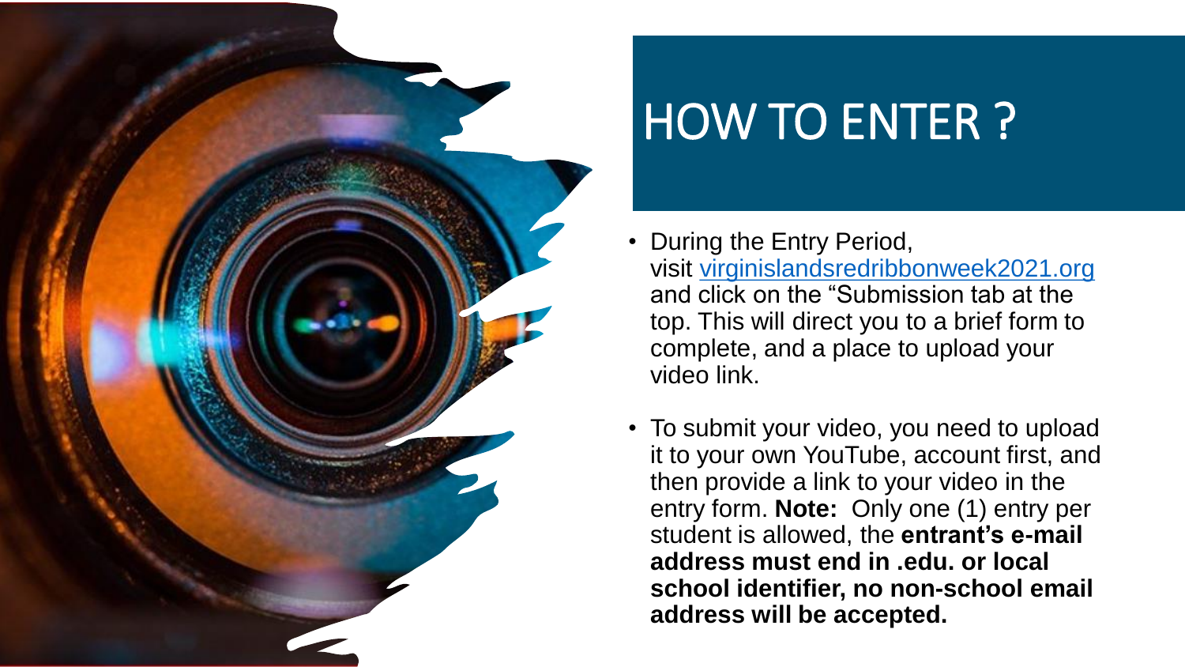# HOW TO ENTER ?

- During the Entry Period, visit [virginislandsredribbonweek2021.org](virginislandsredribbonweek2021.org) and click on the "Submission tab at the top. This will direct you to a brief form to complete, and a place to upload your video link.
- To submit your video, you need to upload it to your own YouTube, account first, and then provide a link to your video in the entry form. **Note:** Only one (1) entry per student is allowed, the **entrant's e-mail address must end in .edu. or local school identifier, no non-school email address will be accepted.**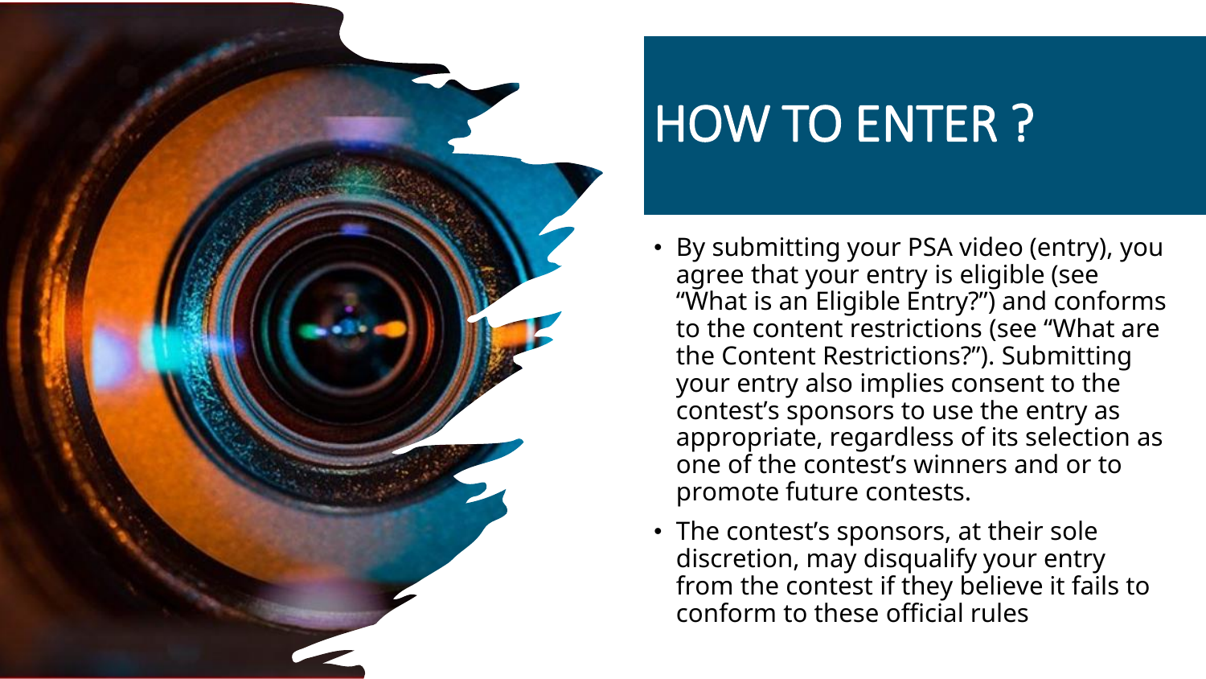# HOW TO ENTER ?

- By submitting your PSA video (entry), you agree that your entry is eligible (see "What is an Eligible Entry?") and conforms to the content restrictions (see "What are the Content Restrictions?"). Submitting your entry also implies consent to the contest's sponsors to use the entry as appropriate, regardless of its selection as one of the contest's winners and or to promote future contests.
- The contest's sponsors, at their sole discretion, may disqualify your entry from the contest if they believe it fails to conform to these official rules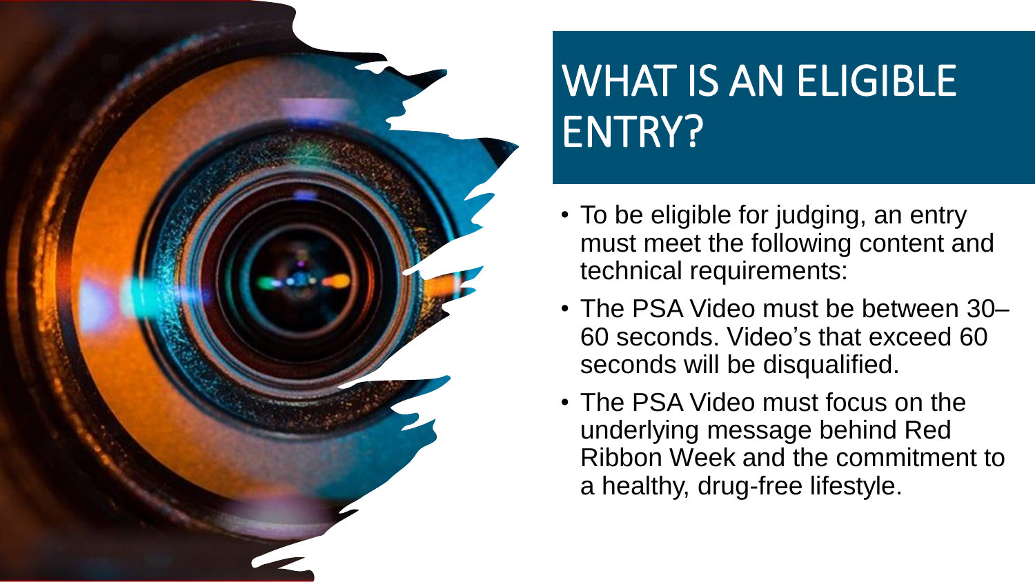# WHAT IS AN ELIGIBLE ENTRY?

- To be eligible for judging, an entry must meet the following content and technical requirements:
- The PSA Video must be between 30–60 seconds. Video's that exceed 60 seconds will be disqualified.
- The PSA Video must focus on the underlying message behind Red Ribbon Week and the commitment to a healthy, drug-free lifestyle.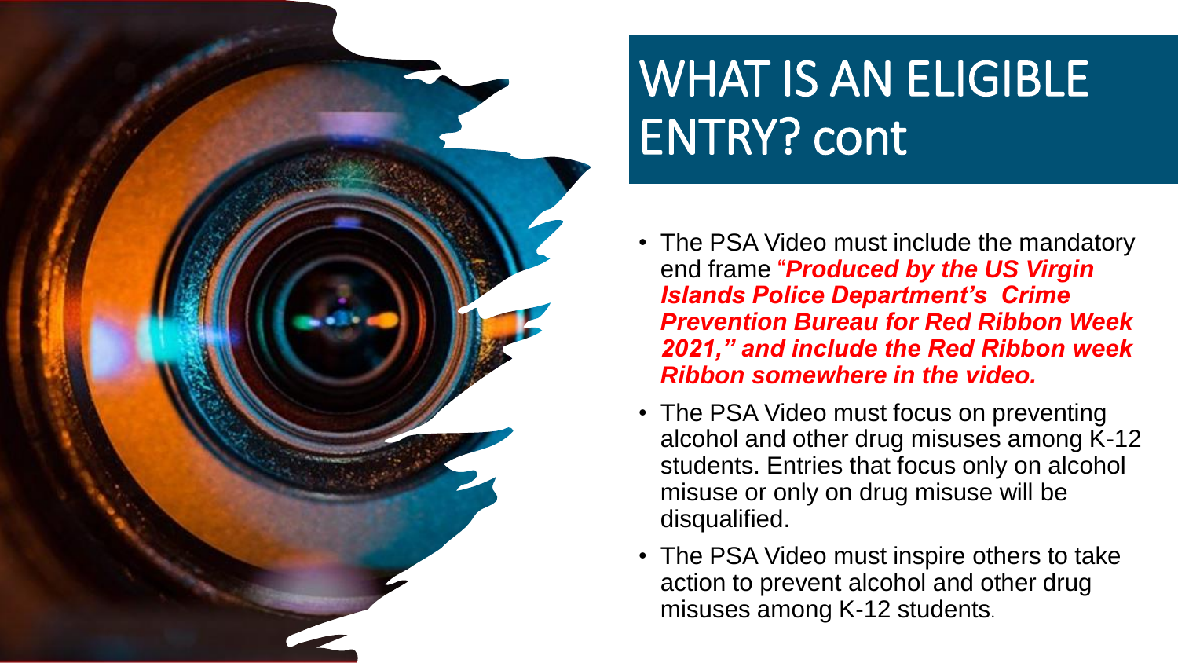# WHAT IS AN ELIGIBLE ENTRY? cont

- The PSA Video must include the mandatory end frame "***Produced by the US Virgin Islands Police Department's Crime Prevention Bureau for Red Ribbon Week 2021," and include the Red Ribbon week Ribbon somewhere in the video.***
- The PSA Video must focus on preventing alcohol and other drug misuses among K-12 students. Entries that focus only on alcohol misuse or only on drug misuse will be disqualified.
- The PSA Video must inspire others to take action to prevent alcohol and other drug misuses among K-12 students.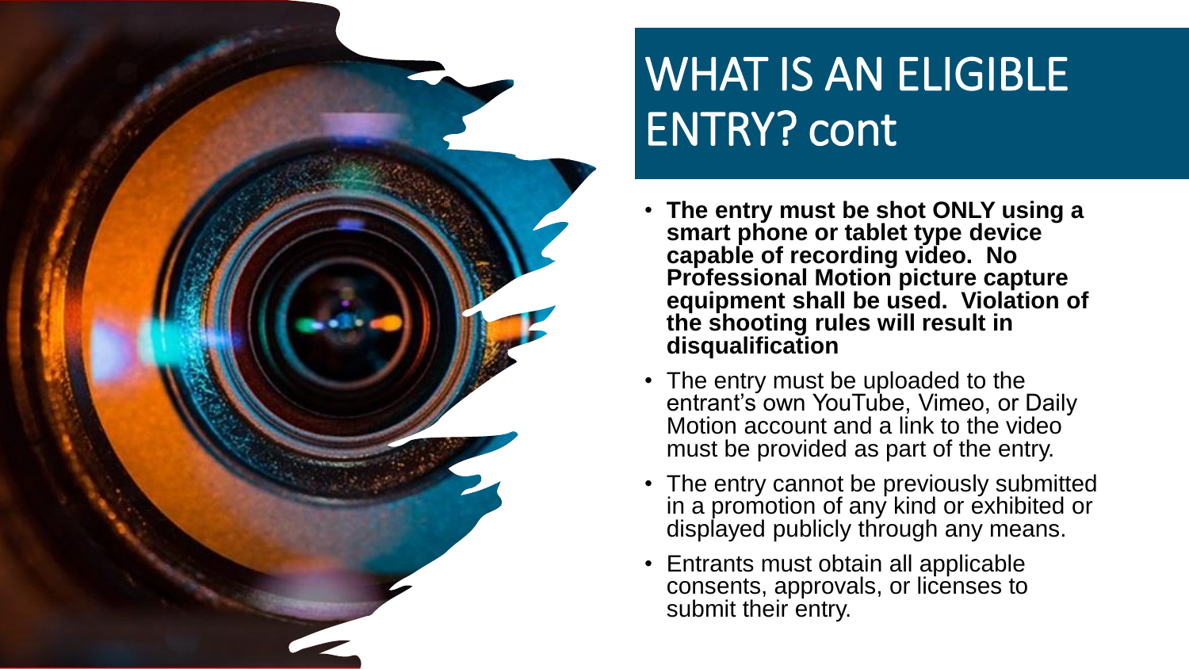# WHAT IS AN ELIGIBLE ENTRY? cont

- **The entry must be shot ONLY using a smart phone or tablet type device capable of recording video. No Professional Motion picture capture equipment shall be used. Violation of the shooting rules will result in disqualification**
- The entry must be uploaded to the entrant's own YouTube, Vimeo, or Daily Motion account and a link to the video must be provided as part of the entry.
- The entry cannot be previously submitted in a promotion of any kind or exhibited or displayed publicly through any means.
- Entrants must obtain all applicable consents, approvals, or licenses to submit their entry.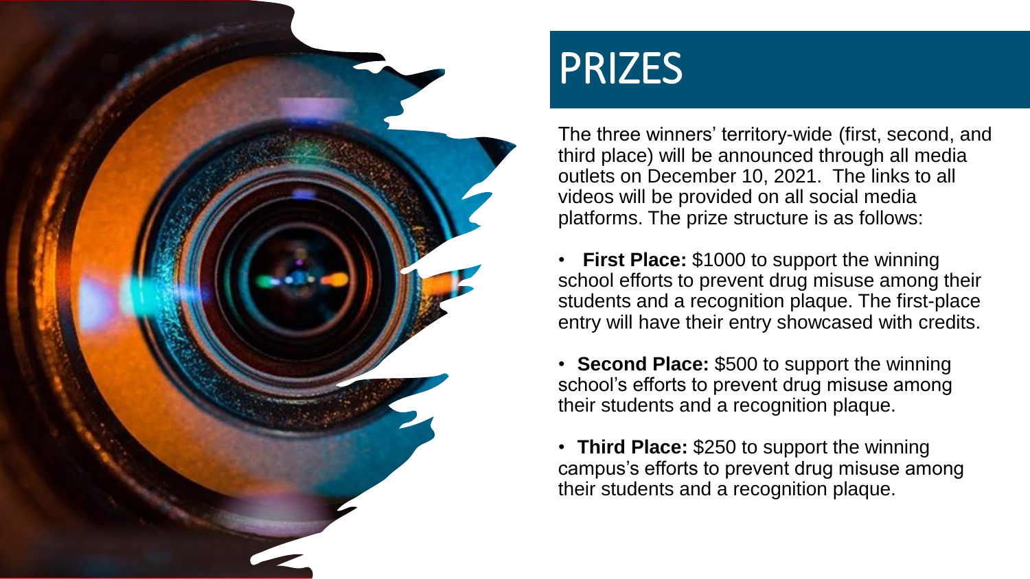# PRIZES

The three winners' territory-wide (first, second, and third place) will be announced through all media outlets on December 10, 2021. The links to all videos will be provided on all social media platforms. The prize structure is as follows:

- **First Place:** $1000 to support the winning school efforts to prevent drug misuse among their students and a recognition plaque. The first-place entry will have their entry showcased with credits.
- **Second Place:** $500 to support the winning school's efforts to prevent drug misuse among their students and a recognition plaque.
- **Third Place:** $250 to support the winning campus's efforts to prevent drug misuse among their students and a recognition plaque.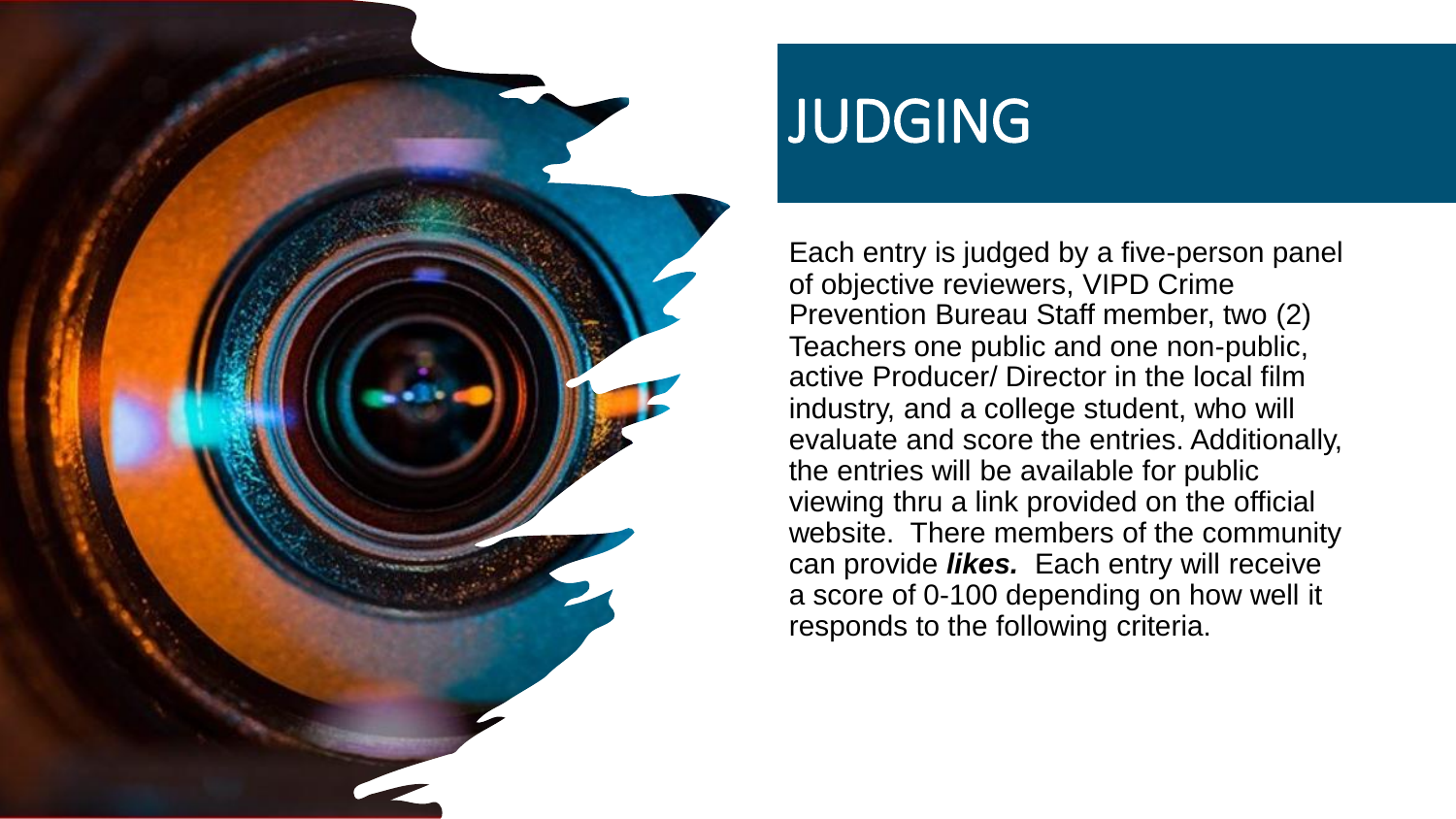# JUDGING

Each entry is judged by a five-person panel of objective reviewers, VIPD Crime Prevention Bureau Staff member, two (2) Teachers one public and one non-public, active Producer/ Director in the local film industry, and a college student, who will evaluate and score the entries. Additionally, the entries will be available for public viewing thru a link provided on the official website. There members of the community can provide ***likes.*** Each entry will receive a score of 0-100 depending on how well it responds to the following criteria.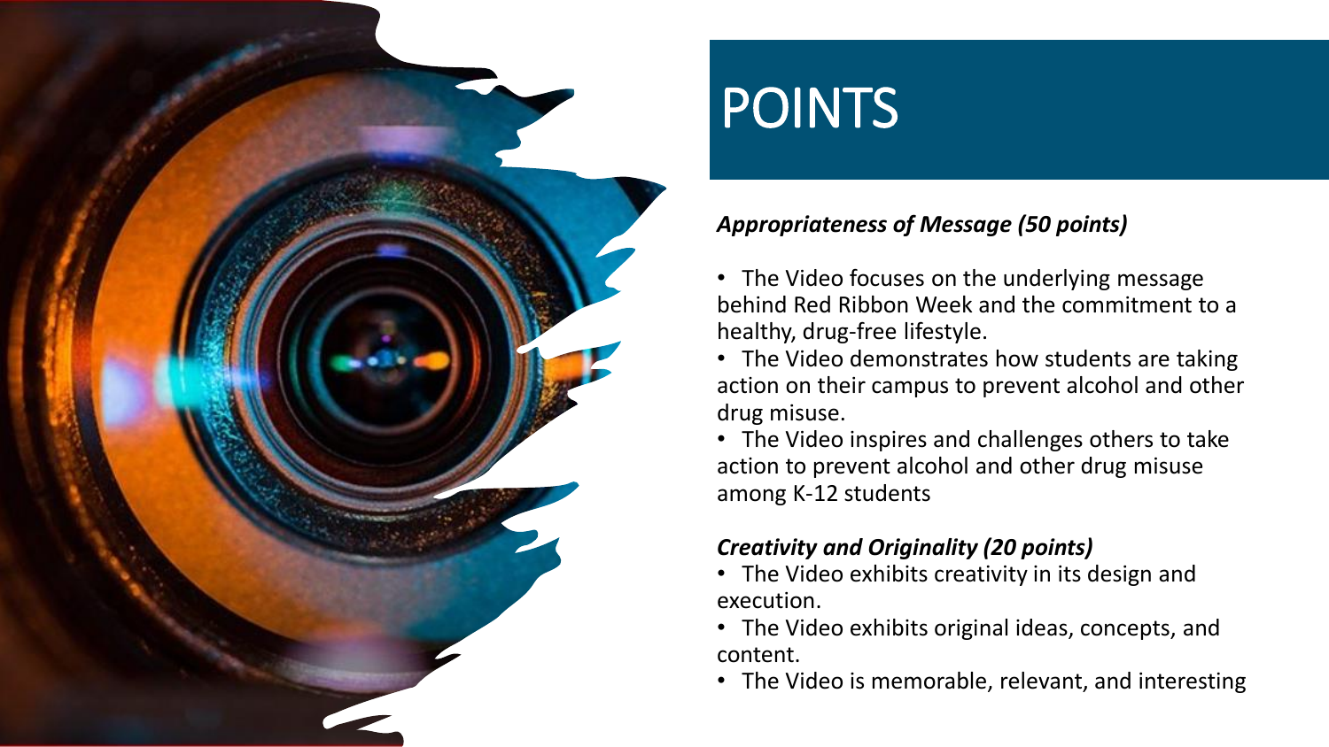# POINTS

***Appropriateness of Message (50 points)***

- The Video focuses on the underlying message behind Red Ribbon Week and the commitment to a healthy, drug-free lifestyle.
- The Video demonstrates how students are taking action on their campus to prevent alcohol and other drug misuse.
- The Video inspires and challenges others to take action to prevent alcohol and other drug misuse among K-12 students

***Creativity and Originality (20 points)***

- The Video exhibits creativity in its design and execution.
- The Video exhibits original ideas, concepts, and content.
- The Video is memorable, relevant, and interesting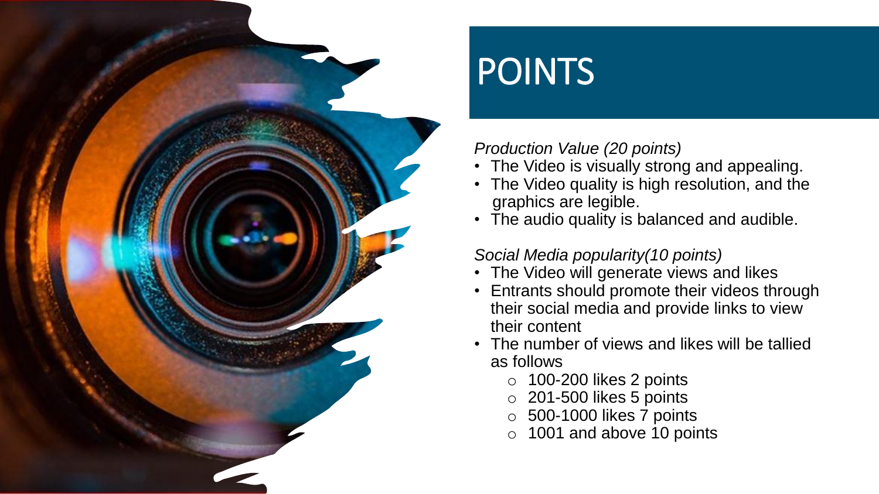# POINTS

*Production Value (20 points)*

- The Video is visually strong and appealing.
- The Video quality is high resolution, and the graphics are legible.
- The audio quality is balanced and audible.

*Social Media popularity(10 points)*

- The Video will generate views and likes
- Entrants should promote their videos through their social media and provide links to view their content
- The number of views and likes will be tallied as follows
  - 100-200 likes 2 points
  - 201-500 likes 5 points
  - 500-1000 likes 7 points
  - 1001 and above 10 points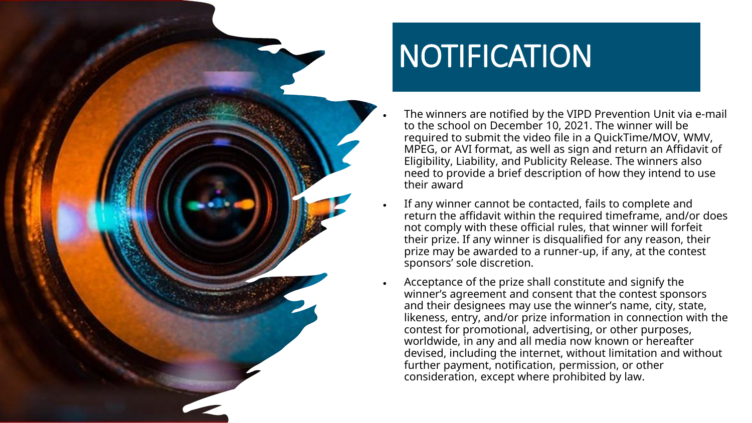# NOTIFICATION

- The winners are notified by the VIPD Prevention Unit via e-mail to the school on December 10, 2021. The winner will be required to submit the video file in a QuickTime/MOV, WMV, MPEG, or AVI format, as well as sign and return an Affidavit of Eligibility, Liability, and Publicity Release. The winners also need to provide a brief description of how they intend to use their award
- If any winner cannot be contacted, fails to complete and return the affidavit within the required timeframe, and/or does not comply with these official rules, that winner will forfeit their prize. If any winner is disqualified for any reason, their prize may be awarded to a runner-up, if any, at the contest sponsors' sole discretion.
- Acceptance of the prize shall constitute and signify the winner's agreement and consent that the contest sponsors and their designees may use the winner's name, city, state, likeness, entry, and/or prize information in connection with the contest for promotional, advertising, or other purposes, worldwide, in any and all media now known or hereafter devised, including the internet, without limitation and without further payment, notification, permission, or other consideration, except where prohibited by law.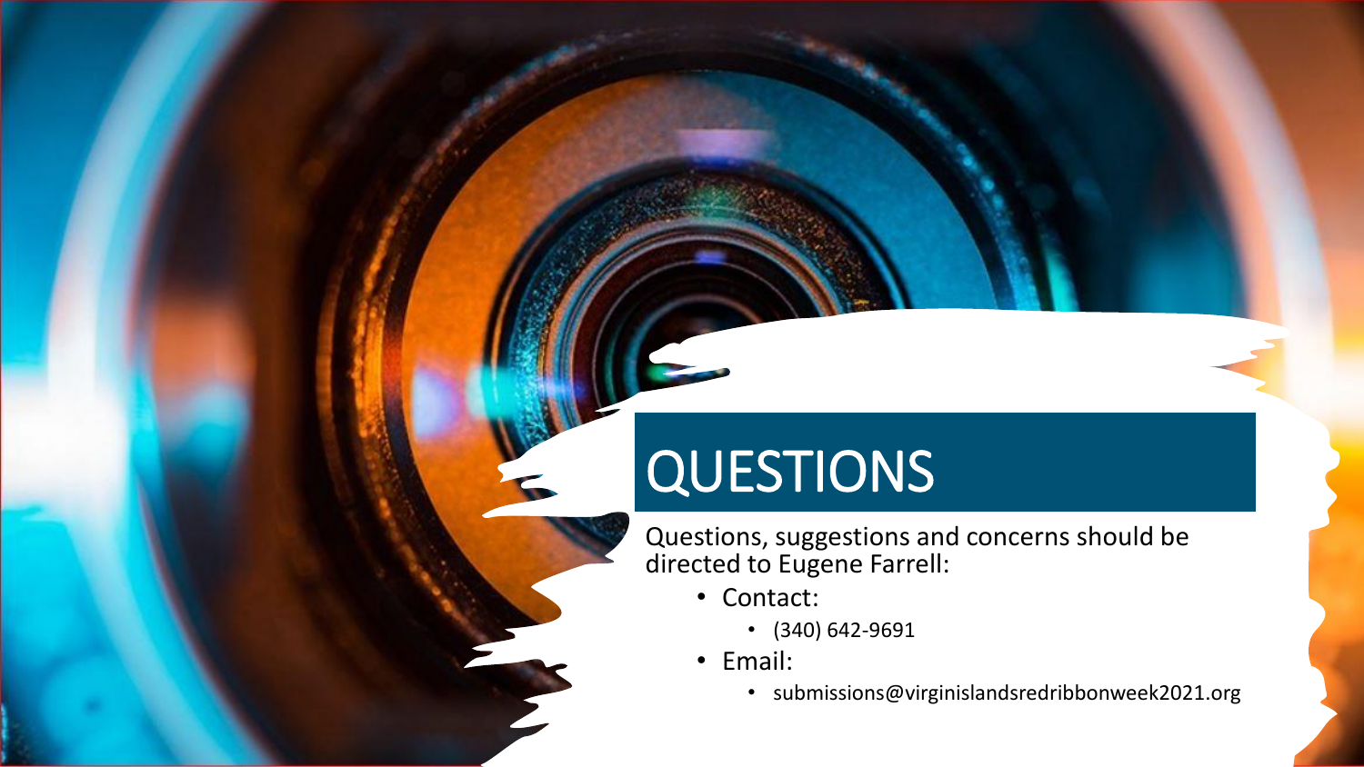# QUESTIONS

Questions, suggestions and concerns should be directed to Eugene Farrell:

- Contact:
  - (340) 642-9691
- Email:
  - submissions@virginislandsredribbonweek2021.org